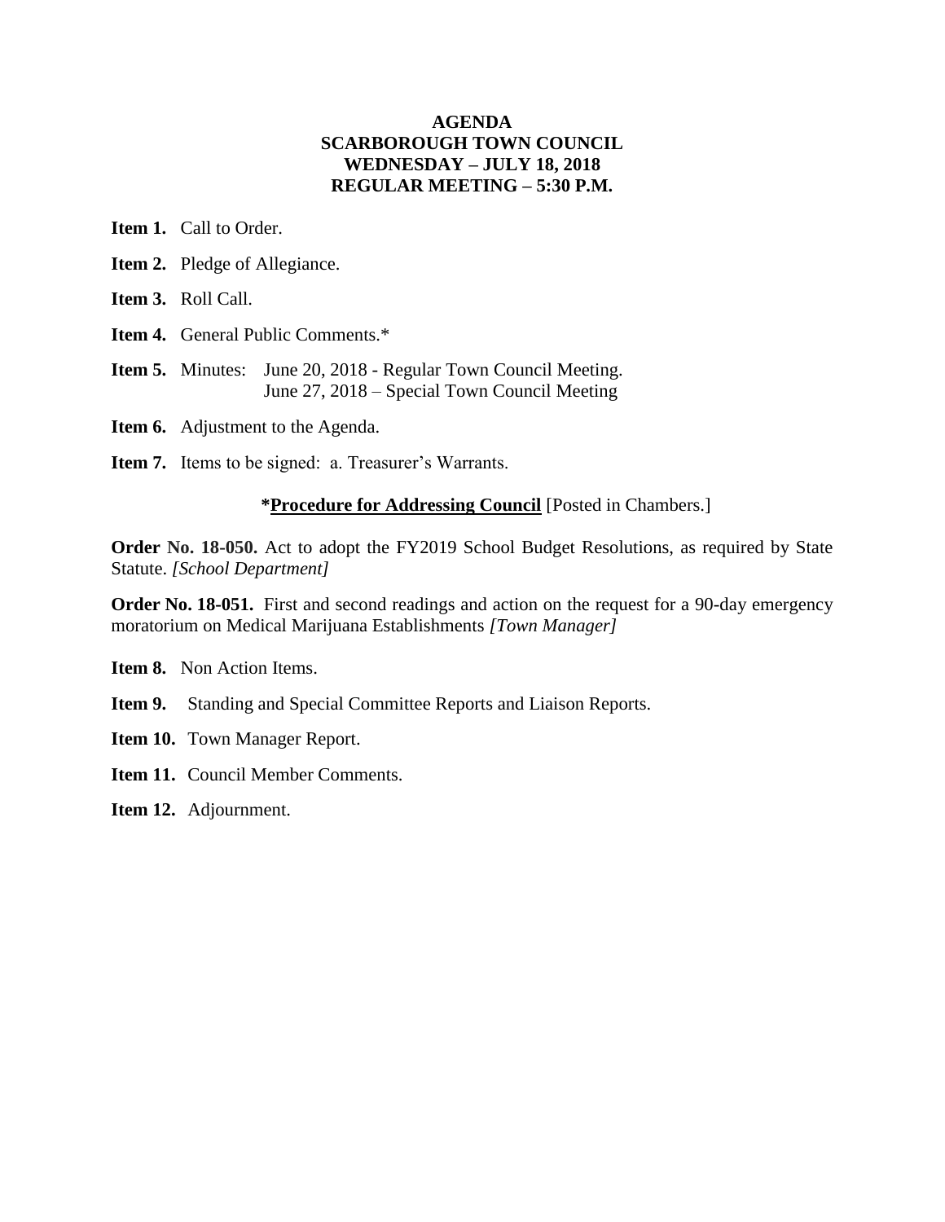# AGENDA
# SCARBOROUGH TOWN COUNCIL
# WEDNESDAY – JULY 18, 2018
# REGULAR MEETING – 5:30 P.M.

**Item 1.** Call to Order.

**Item 2.** Pledge of Allegiance.

**Item 3.** Roll Call.

**Item 4.** General Public Comments.*

**Item 5.** Minutes: June 20, 2018 - Regular Town Council Meeting.
June 27, 2018 – Special Town Council Meeting

**Item 6.** Adjustment to the Agenda.

**Item 7.** Items to be signed: a. Treasurer's Warrants.

***Procedure for Addressing Council** [Posted in Chambers.]

**Order No. 18-050.** Act to adopt the FY2019 School Budget Resolutions, as required by State Statute. *[School Department]*

**Order No. 18-051.** First and second readings and action on the request for a 90-day emergency moratorium on Medical Marijuana Establishments *[Town Manager]*

**Item 8.** Non Action Items.

**Item 9.** Standing and Special Committee Reports and Liaison Reports.

**Item 10.** Town Manager Report.

**Item 11.** Council Member Comments.

**Item 12.** Adjournment.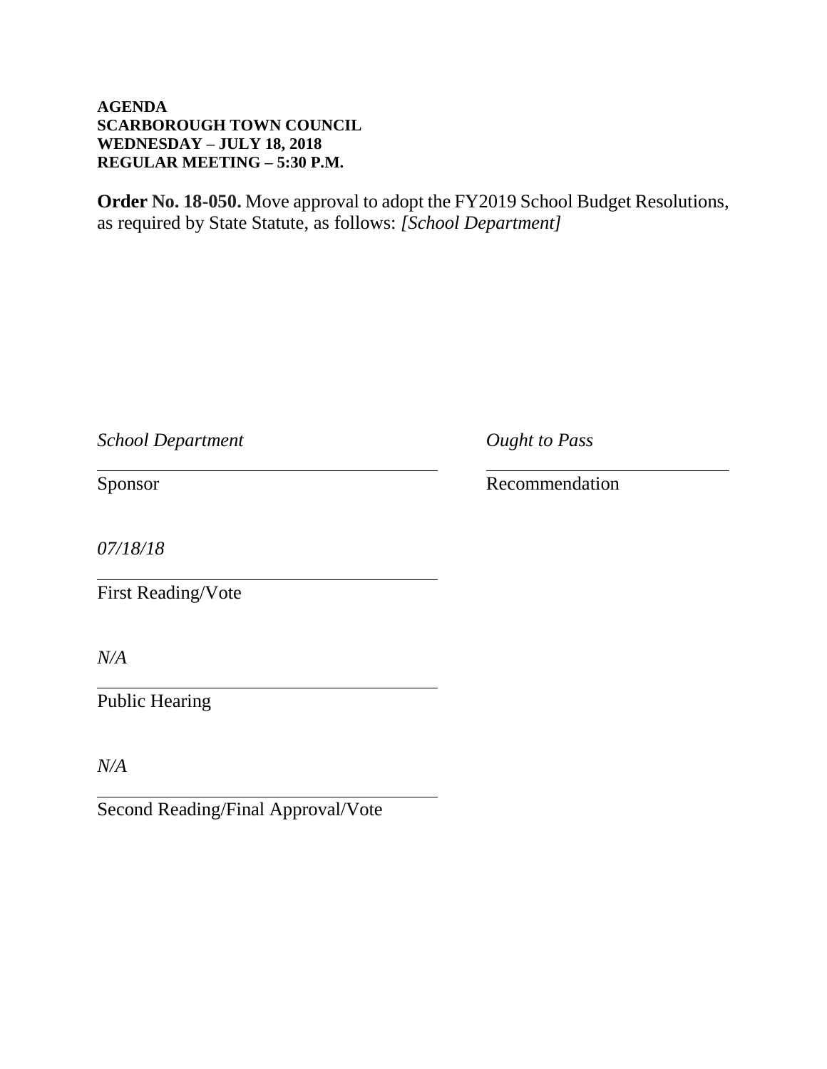**AGENDA**
**SCARBOROUGH TOWN COUNCIL**
**WEDNESDAY – JULY 18, 2018**
**REGULAR MEETING – 5:30 P.M.**

**Order No. 18-050.** Move approval to adopt the FY2019 School Budget Resolutions, as required by State Statute, as follows: *[School Department]*

*School Department*

Sponsor

*Ought to Pass*

Recommendation

*07/18/18*

First Reading/Vote

*N/A*

Public Hearing

*N/A*

Second Reading/Final Approval/Vote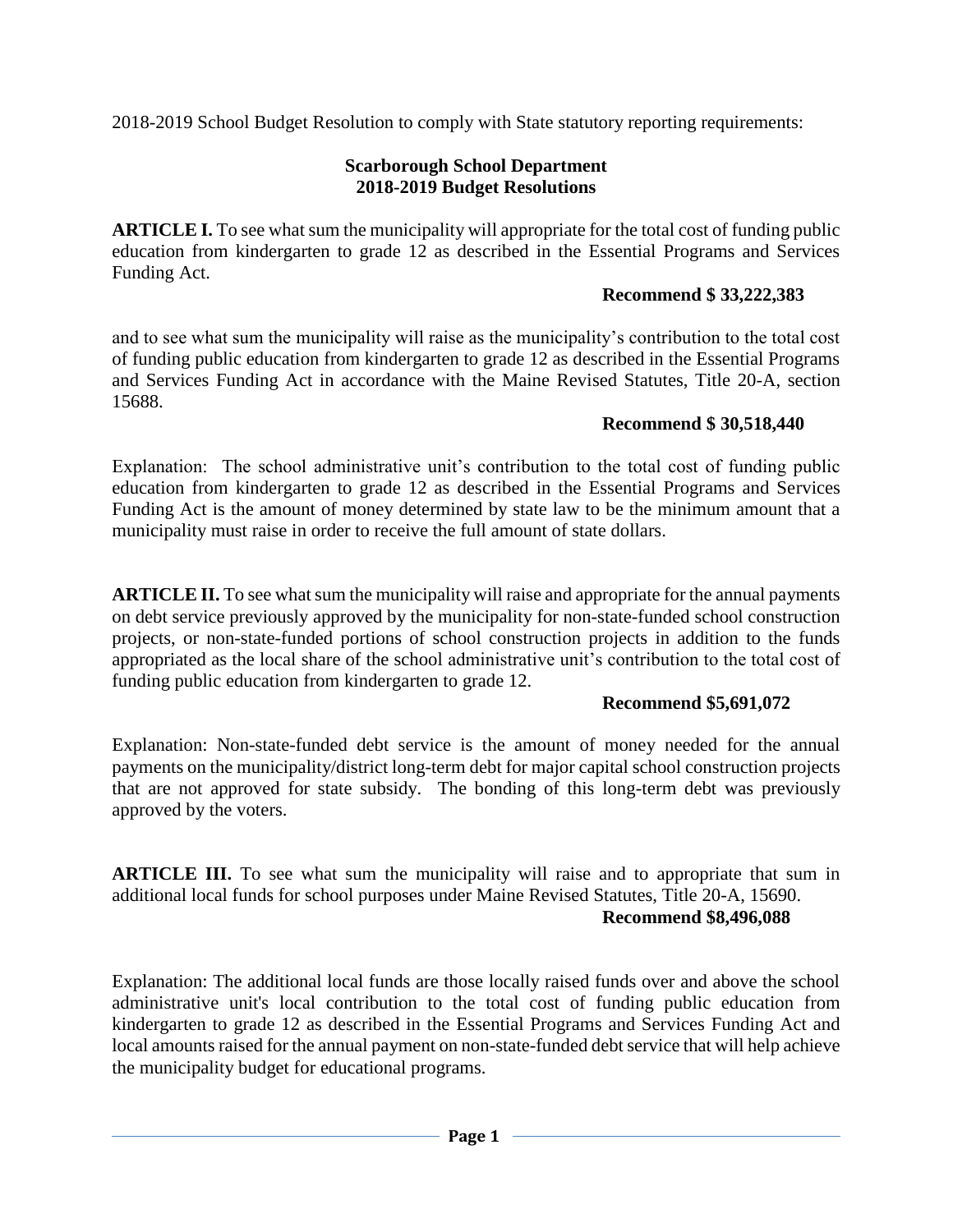2018-2019 School Budget Resolution to comply with State statutory reporting requirements:

**Scarborough School Department**
**2018-2019 Budget Resolutions**

**ARTICLE I.** To see what sum the municipality will appropriate for the total cost of funding public education from kindergarten to grade 12 as described in the Essential Programs and Services Funding Act.

**Recommend $ 33,222,383**

and to see what sum the municipality will raise as the municipality's contribution to the total cost of funding public education from kindergarten to grade 12 as described in the Essential Programs and Services Funding Act in accordance with the Maine Revised Statutes, Title 20-A, section 15688.

**Recommend $ 30,518,440**

Explanation: The school administrative unit's contribution to the total cost of funding public education from kindergarten to grade 12 as described in the Essential Programs and Services Funding Act is the amount of money determined by state law to be the minimum amount that a municipality must raise in order to receive the full amount of state dollars.

**ARTICLE II.** To see what sum the municipality will raise and appropriate for the annual payments on debt service previously approved by the municipality for non-state-funded school construction projects, or non-state-funded portions of school construction projects in addition to the funds appropriated as the local share of the school administrative unit's contribution to the total cost of funding public education from kindergarten to grade 12.

**Recommend $5,691,072**

Explanation: Non-state-funded debt service is the amount of money needed for the annual payments on the municipality/district long-term debt for major capital school construction projects that are not approved for state subsidy. The bonding of this long-term debt was previously approved by the voters.

**ARTICLE III.** To see what sum the municipality will raise and to appropriate that sum in additional local funds for school purposes under Maine Revised Statutes, Title 20-A, 15690.

**Recommend $8,496,088**

Explanation: The additional local funds are those locally raised funds over and above the school administrative unit's local contribution to the total cost of funding public education from kindergarten to grade 12 as described in the Essential Programs and Services Funding Act and local amounts raised for the annual payment on non-state-funded debt service that will help achieve the municipality budget for educational programs.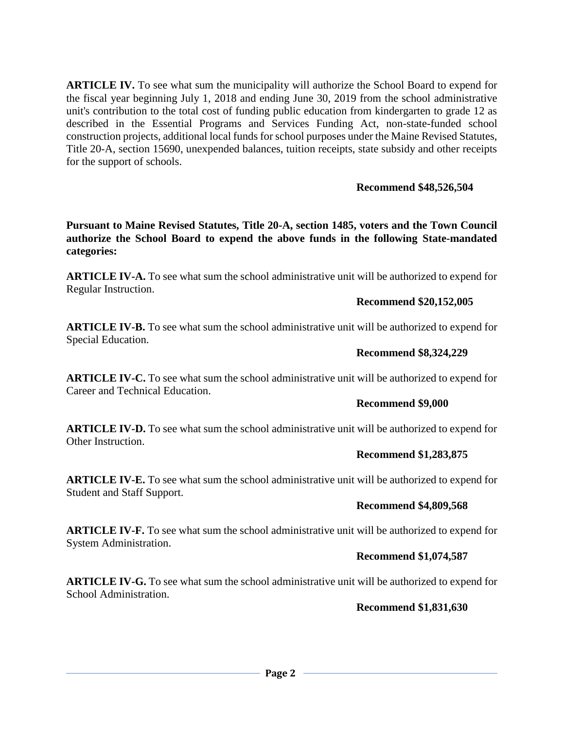**ARTICLE IV.** To see what sum the municipality will authorize the School Board to expend for the fiscal year beginning July 1, 2018 and ending June 30, 2019 from the school administrative unit's contribution to the total cost of funding public education from kindergarten to grade 12 as described in the Essential Programs and Services Funding Act, non-state-funded school construction projects, additional local funds for school purposes under the Maine Revised Statutes, Title 20-A, section 15690, unexpended balances, tuition receipts, state subsidy and other receipts for the support of schools.

**Recommend $48,526,504**

**Pursuant to Maine Revised Statutes, Title 20-A, section 1485, voters and the Town Council authorize the School Board to expend the above funds in the following State-mandated categories:**

**ARTICLE IV-A.** To see what sum the school administrative unit will be authorized to expend for Regular Instruction.

**Recommend $20,152,005**

**ARTICLE IV-B.** To see what sum the school administrative unit will be authorized to expend for Special Education.

**Recommend $8,324,229**

**ARTICLE IV-C.** To see what sum the school administrative unit will be authorized to expend for Career and Technical Education.

**Recommend $9,000**

**ARTICLE IV-D.** To see what sum the school administrative unit will be authorized to expend for Other Instruction.

**Recommend $1,283,875**

**ARTICLE IV-E.** To see what sum the school administrative unit will be authorized to expend for Student and Staff Support.

**Recommend $4,809,568**

**ARTICLE IV-F.** To see what sum the school administrative unit will be authorized to expend for System Administration.

**Recommend $1,074,587**

**ARTICLE IV-G.** To see what sum the school administrative unit will be authorized to expend for School Administration.

**Recommend $1,831,630**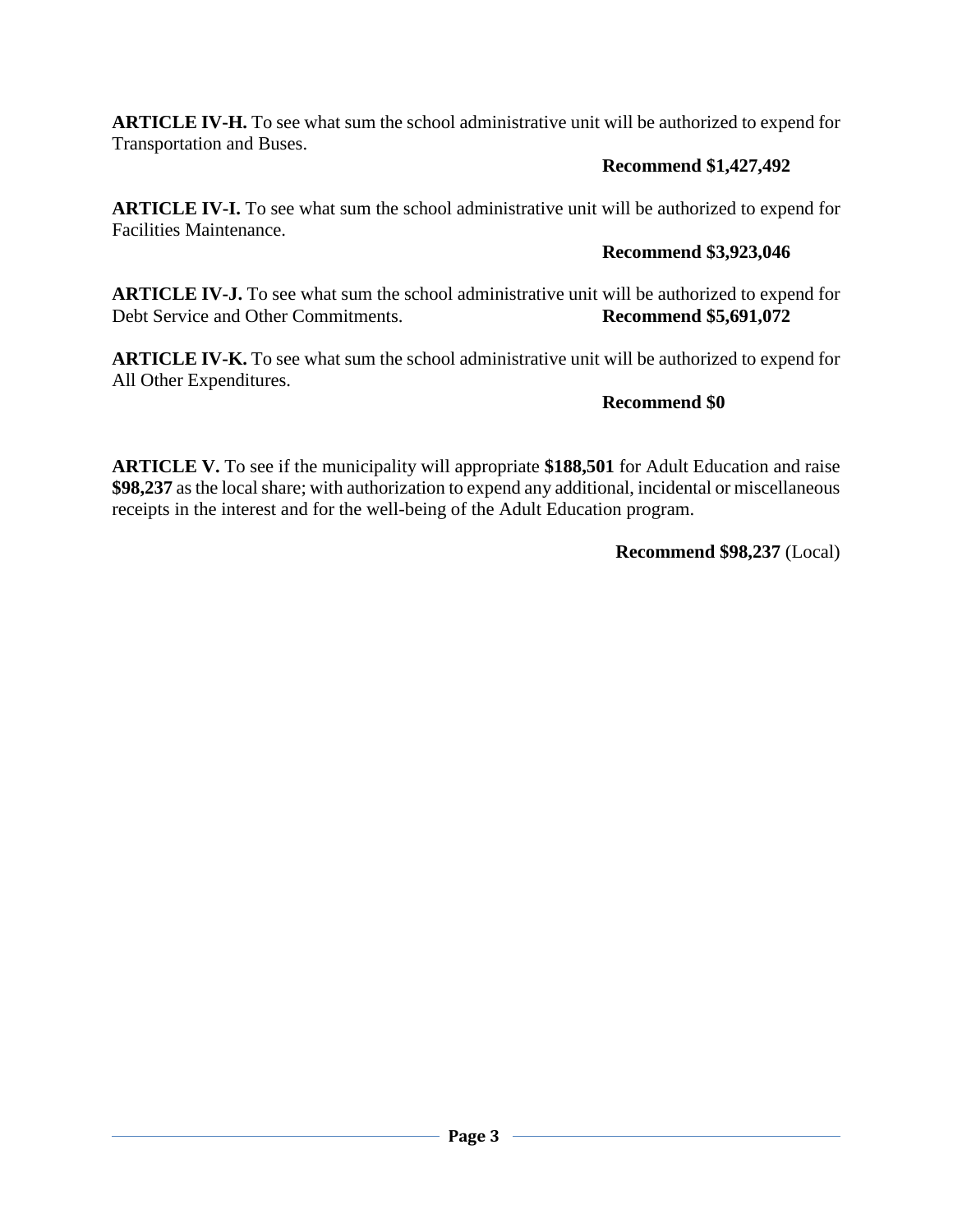**ARTICLE IV-H.** To see what sum the school administrative unit will be authorized to expend for Transportation and Buses.

**Recommend $1,427,492**

**ARTICLE IV-I.** To see what sum the school administrative unit will be authorized to expend for Facilities Maintenance.

**Recommend $3,923,046**

**ARTICLE IV-J.** To see what sum the school administrative unit will be authorized to expend for Debt Service and Other Commitments. **Recommend $5,691,072**

**ARTICLE IV-K.** To see what sum the school administrative unit will be authorized to expend for All Other Expenditures.

**Recommend $0**

**ARTICLE V.** To see if the municipality will appropriate **$188,501** for Adult Education and raise **$98,237** as the local share; with authorization to expend any additional, incidental or miscellaneous receipts in the interest and for the well-being of the Adult Education program.

**Recommend $98,237** (Local)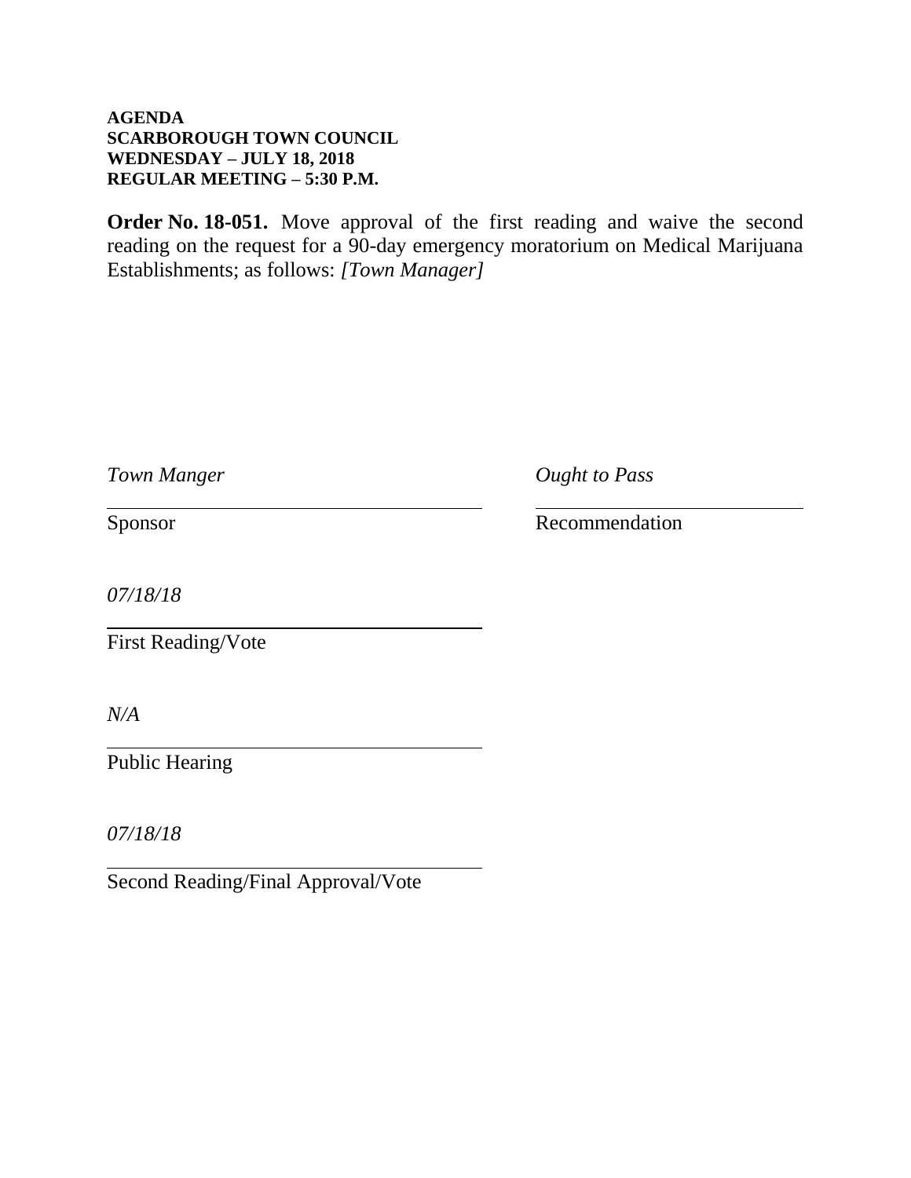**AGENDA**
**SCARBOROUGH TOWN COUNCIL**
**WEDNESDAY – JULY 18, 2018**
**REGULAR MEETING – 5:30 P.M.**

**Order No. 18-051.** Move approval of the first reading and waive the second reading on the request for a 90-day emergency moratorium on Medical Marijuana Establishments; as follows: *[Town Manager]*

*Town Manger*
Sponsor

*Ought to Pass*
Recommendation

*07/18/18*
First Reading/Vote

*N/A*
Public Hearing

*07/18/18*
Second Reading/Final Approval/Vote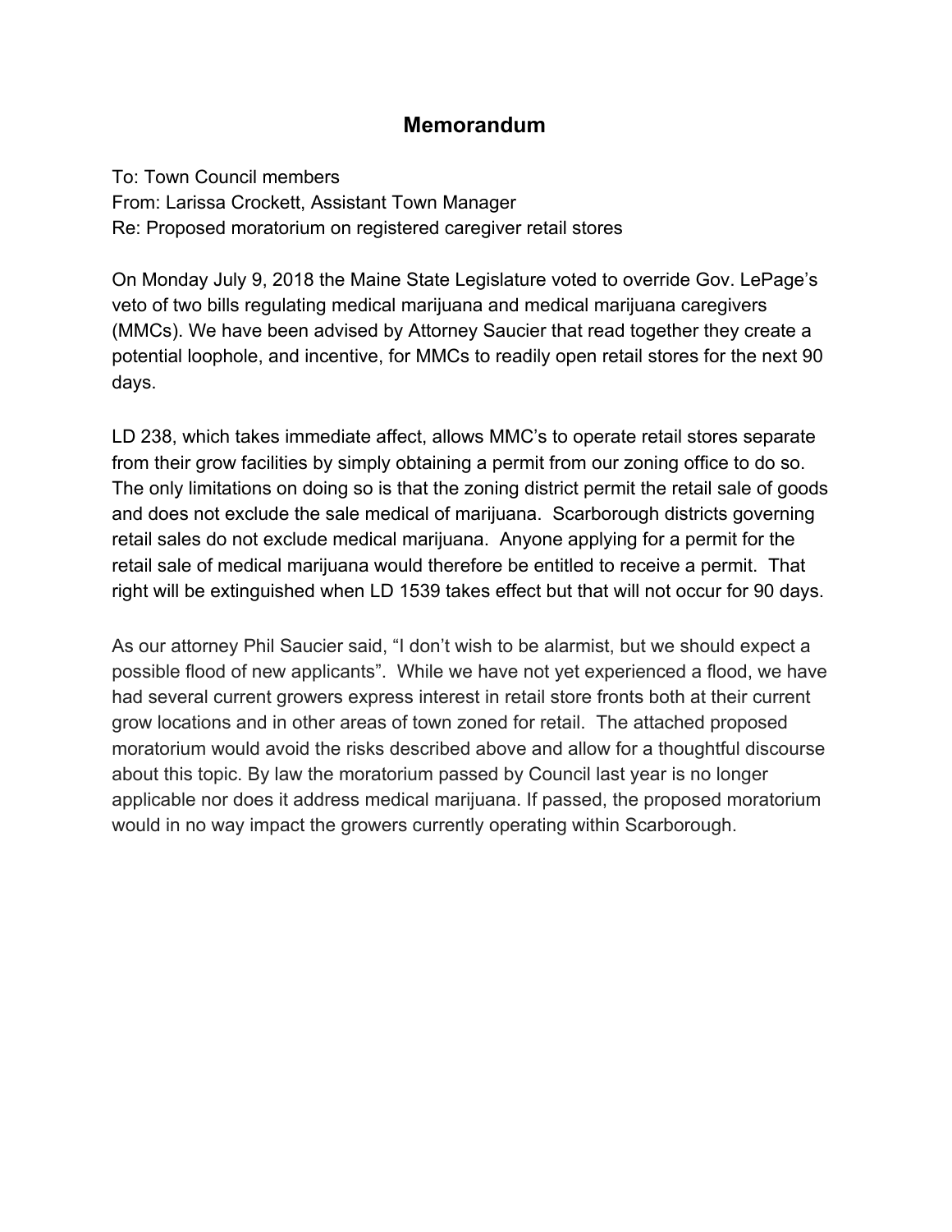# Memorandum

To: Town Council members
From: Larissa Crockett, Assistant Town Manager
Re: Proposed moratorium on registered caregiver retail stores

On Monday July 9, 2018 the Maine State Legislature voted to override Gov. LePage's veto of two bills regulating medical marijuana and medical marijuana caregivers (MMCs). We have been advised by Attorney Saucier that read together they create a potential loophole, and incentive, for MMCs to readily open retail stores for the next 90 days.

LD 238, which takes immediate affect, allows MMC's to operate retail stores separate from their grow facilities by simply obtaining a permit from our zoning office to do so. The only limitations on doing so is that the zoning district permit the retail sale of goods and does not exclude the sale medical of marijuana. Scarborough districts governing retail sales do not exclude medical marijuana. Anyone applying for a permit for the retail sale of medical marijuana would therefore be entitled to receive a permit. That right will be extinguished when LD 1539 takes effect but that will not occur for 90 days.

As our attorney Phil Saucier said, "I don't wish to be alarmist, but we should expect a possible flood of new applicants". While we have not yet experienced a flood, we have had several current growers express interest in retail store fronts both at their current grow locations and in other areas of town zoned for retail. The attached proposed moratorium would avoid the risks described above and allow for a thoughtful discourse about this topic. By law the moratorium passed by Council last year is no longer applicable nor does it address medical marijuana. If passed, the proposed moratorium would in no way impact the growers currently operating within Scarborough.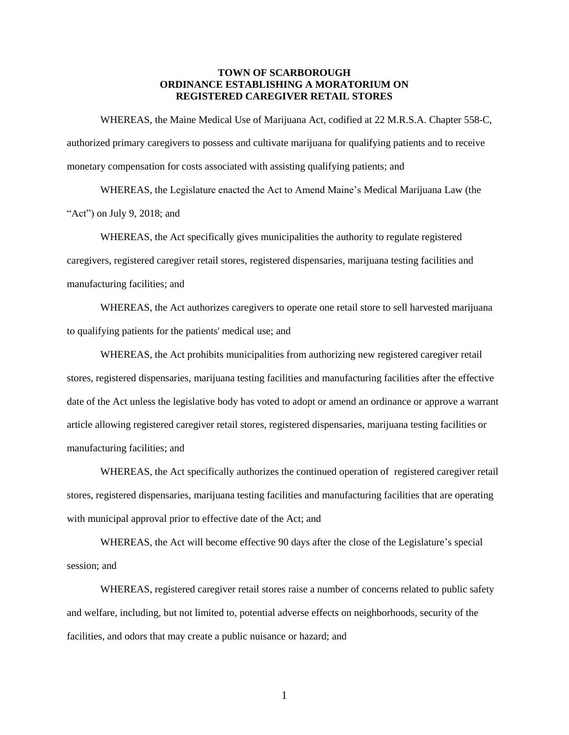**TOWN OF SCARBOROUGH**
**ORDINANCE ESTABLISHING A MORATORIUM ON**
**REGISTERED CAREGIVER RETAIL STORES**

WHEREAS, the Maine Medical Use of Marijuana Act, codified at 22 M.R.S.A. Chapter 558-C, authorized primary caregivers to possess and cultivate marijuana for qualifying patients and to receive monetary compensation for costs associated with assisting qualifying patients; and

WHEREAS, the Legislature enacted the Act to Amend Maine's Medical Marijuana Law (the "Act") on July 9, 2018; and

WHEREAS, the Act specifically gives municipalities the authority to regulate registered caregivers, registered caregiver retail stores, registered dispensaries, marijuana testing facilities and manufacturing facilities; and

WHEREAS, the Act authorizes caregivers to operate one retail store to sell harvested marijuana to qualifying patients for the patients' medical use; and

WHEREAS, the Act prohibits municipalities from authorizing new registered caregiver retail stores, registered dispensaries, marijuana testing facilities and manufacturing facilities after the effective date of the Act unless the legislative body has voted to adopt or amend an ordinance or approve a warrant article allowing registered caregiver retail stores, registered dispensaries, marijuana testing facilities or manufacturing facilities; and

WHEREAS, the Act specifically authorizes the continued operation of registered caregiver retail stores, registered dispensaries, marijuana testing facilities and manufacturing facilities that are operating with municipal approval prior to effective date of the Act; and

WHEREAS, the Act will become effective 90 days after the close of the Legislature's special session; and

WHEREAS, registered caregiver retail stores raise a number of concerns related to public safety and welfare, including, but not limited to, potential adverse effects on neighborhoods, security of the facilities, and odors that may create a public nuisance or hazard; and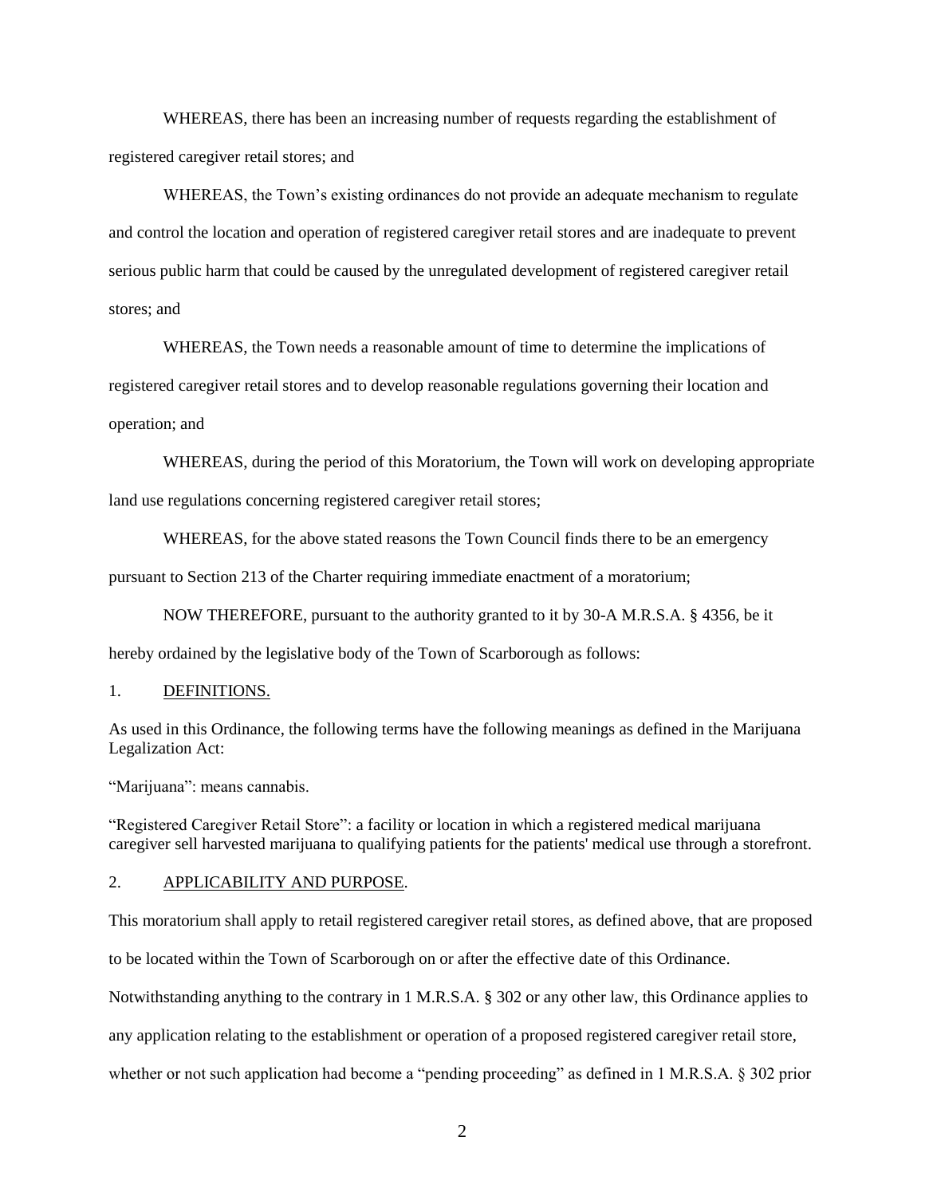WHEREAS, there has been an increasing number of requests regarding the establishment of registered caregiver retail stores; and

WHEREAS, the Town's existing ordinances do not provide an adequate mechanism to regulate and control the location and operation of registered caregiver retail stores and are inadequate to prevent serious public harm that could be caused by the unregulated development of registered caregiver retail stores; and

WHEREAS, the Town needs a reasonable amount of time to determine the implications of registered caregiver retail stores and to develop reasonable regulations governing their location and operation; and

WHEREAS, during the period of this Moratorium, the Town will work on developing appropriate land use regulations concerning registered caregiver retail stores;

WHEREAS, for the above stated reasons the Town Council finds there to be an emergency pursuant to Section 213 of the Charter requiring immediate enactment of a moratorium;

NOW THEREFORE, pursuant to the authority granted to it by 30-A M.R.S.A. § 4356, be it hereby ordained by the legislative body of the Town of Scarborough as follows:

1. DEFINITIONS.

As used in this Ordinance, the following terms have the following meanings as defined in the Marijuana Legalization Act:

"Marijuana": means cannabis.

"Registered Caregiver Retail Store": a facility or location in which a registered medical marijuana caregiver sell harvested marijuana to qualifying patients for the patients' medical use through a storefront.

2. APPLICABILITY AND PURPOSE.

This moratorium shall apply to retail registered caregiver retail stores, as defined above, that are proposed to be located within the Town of Scarborough on or after the effective date of this Ordinance. Notwithstanding anything to the contrary in 1 M.R.S.A. § 302 or any other law, this Ordinance applies to any application relating to the establishment or operation of a proposed registered caregiver retail store, whether or not such application had become a "pending proceeding" as defined in 1 M.R.S.A. § 302 prior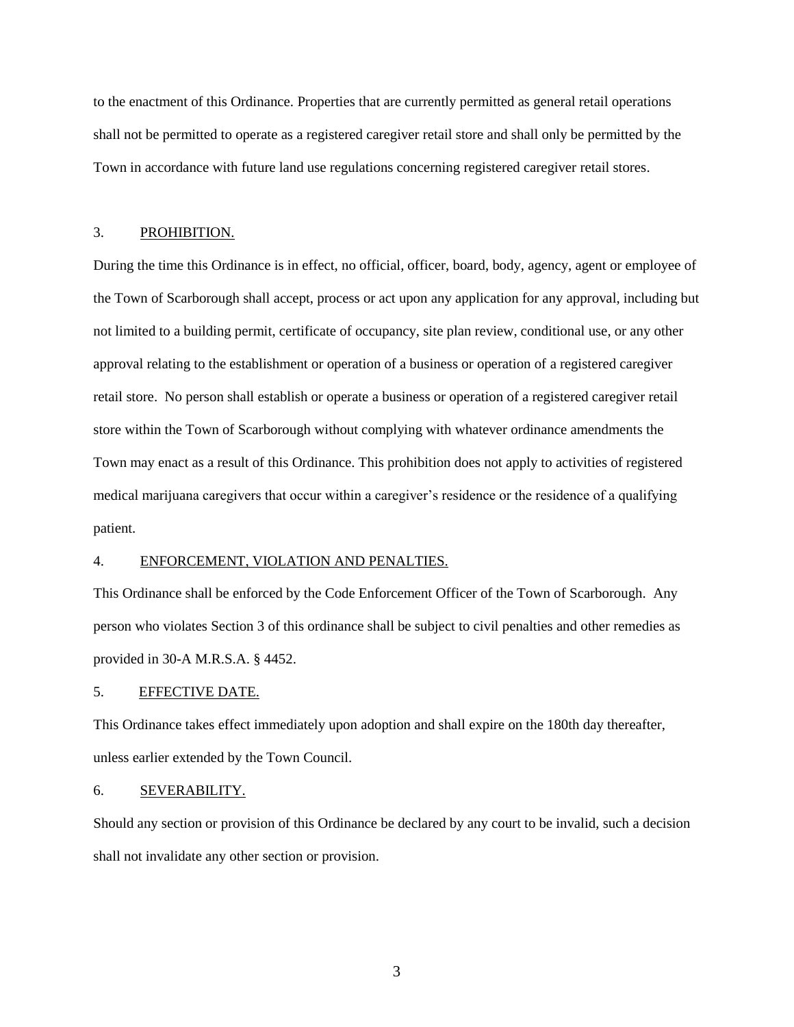to the enactment of this Ordinance. Properties that are currently permitted as general retail operations shall not be permitted to operate as a registered caregiver retail store and shall only be permitted by the Town in accordance with future land use regulations concerning registered caregiver retail stores.

3. PROHIBITION.

During the time this Ordinance is in effect, no official, officer, board, body, agency, agent or employee of the Town of Scarborough shall accept, process or act upon any application for any approval, including but not limited to a building permit, certificate of occupancy, site plan review, conditional use, or any other approval relating to the establishment or operation of a business or operation of a registered caregiver retail store. No person shall establish or operate a business or operation of a registered caregiver retail store within the Town of Scarborough without complying with whatever ordinance amendments the Town may enact as a result of this Ordinance. This prohibition does not apply to activities of registered medical marijuana caregivers that occur within a caregiver's residence or the residence of a qualifying patient.

4. ENFORCEMENT, VIOLATION AND PENALTIES.

This Ordinance shall be enforced by the Code Enforcement Officer of the Town of Scarborough. Any person who violates Section 3 of this ordinance shall be subject to civil penalties and other remedies as provided in 30-A M.R.S.A. § 4452.

5. EFFECTIVE DATE.

This Ordinance takes effect immediately upon adoption and shall expire on the 180th day thereafter, unless earlier extended by the Town Council.

6. SEVERABILITY.

Should any section or provision of this Ordinance be declared by any court to be invalid, such a decision shall not invalidate any other section or provision.